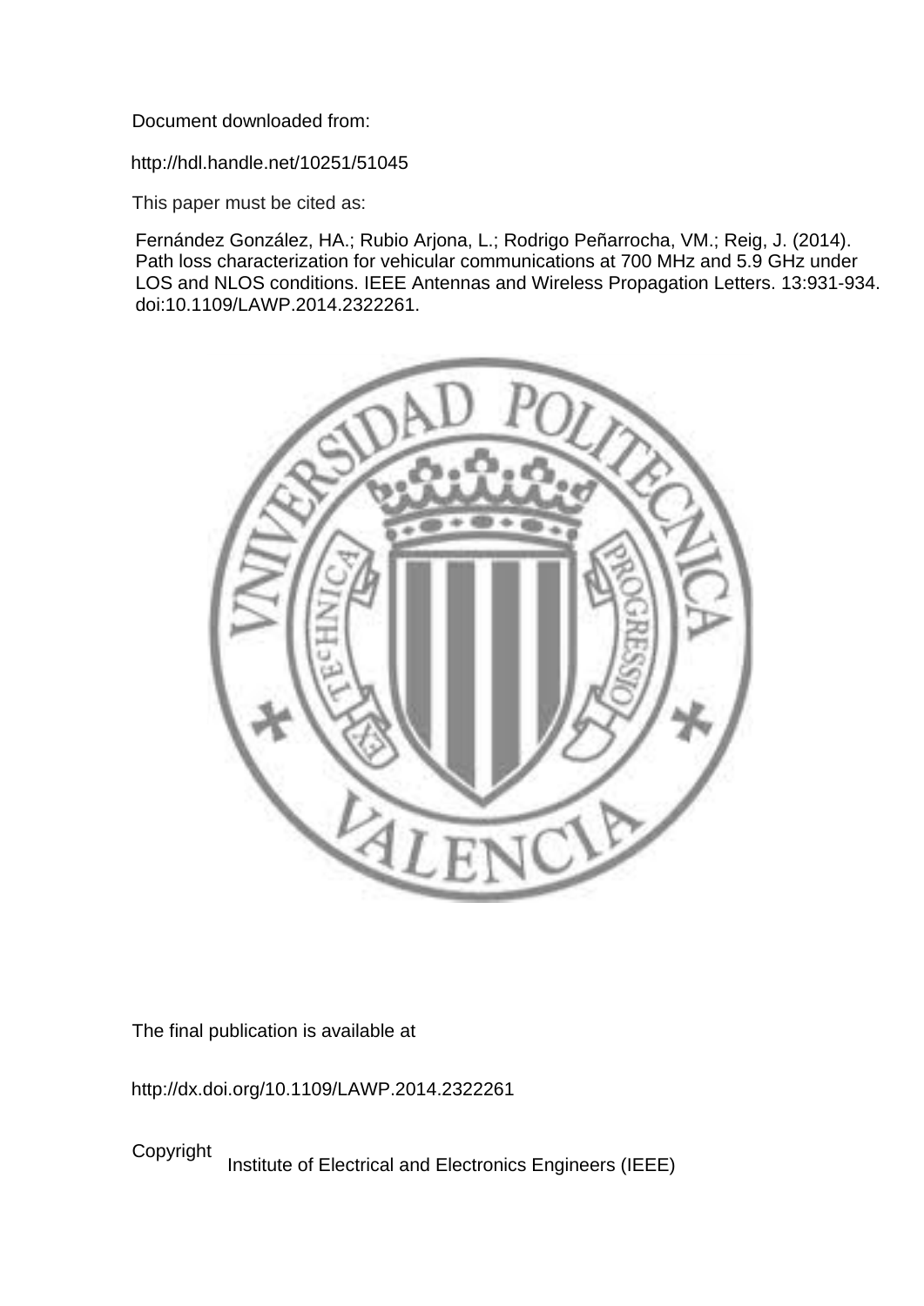Document downloaded from:

http://hdl.handle.net/10251/51045

This paper must be cited as:

Fernández González, HA.; Rubio Arjona, L.; Rodrigo Peñarrocha, VM.; Reig, J. (2014). Path loss characterization for vehicular communications at 700 MHz and 5.9 GHz under LOS and NLOS conditions. IEEE Antennas and Wireless Propagation Letters. 13:931-934. doi:10.1109/LAWP.2014.2322261.

The final publication is available at

http://dx.doi.org/10.1109/LAWP.2014.2322261

Copyright Institute of Electrical and Electronics Engineers (IEEE)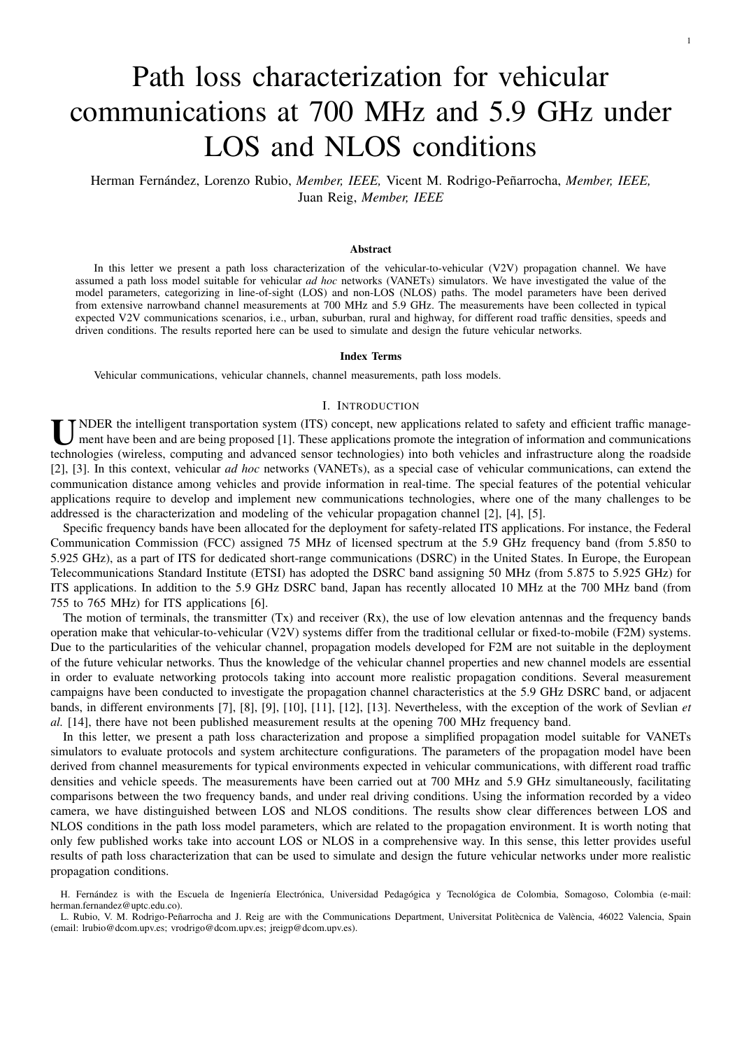# Path loss characterization for vehicular communications at 700 MHz and 5.9 GHz under LOS and NLOS conditions

Herman Fernández, Lorenzo Rubio, *Member, IEEE,* Vicent M. Rodrigo-Peñarrocha, *Member, IEEE,* Juan Reig, *Member, IEEE*

### Abstract

In this letter we present a path loss characterization of the vehicular-to-vehicular (V2V) propagation channel. We have assumed a path loss model suitable for vehicular *ad hoc* networks (VANETs) simulators. We have investigated the value of the model parameters, categorizing in line-of-sight (LOS) and non-LOS (NLOS) paths. The model parameters have been derived from extensive narrowband channel measurements at 700 MHz and 5.9 GHz. The measurements have been collected in typical expected V2V communications scenarios, i.e., urban, suburban, rural and highway, for different road traffic densities, speeds and driven conditions. The results reported here can be used to simulate and design the future vehicular networks.

### Index Terms

Vehicular communications, vehicular channels, channel measurements, path loss models.

## I. Introduction

UNDER the intelligent transportation system (ITS) concept, new applications related to safety and efficient traffic management have been and are being proposed [1]. These applications promote the integration of information and communications technologies (wireless, computing and advanced sensor technologies) into both vehicles and infrastructure along the roadside [2], [3]. In this context, vehicular *ad hoc* networks (VANETs), as a special case of vehicular communications, can extend the communication distance among vehicles and provide information in real-time. The special features of the potential vehicular applications require to develop and implement new communications technologies, where one of the many challenges to be addressed is the characterization and modeling of the vehicular propagation channel [2], [4], [5].

Specific frequency bands have been allocated for the deployment for safety-related ITS applications. For instance, the Federal Communication Commission (FCC) assigned 75 MHz of licensed spectrum at the 5.9 GHz frequency band (from 5.850 to 5.925 GHz), as a part of ITS for dedicated short-range communications (DSRC) in the United States. In Europe, the European Telecommunications Standard Institute (ETSI) has adopted the DSRC band assigning 50 MHz (from 5.875 to 5.925 GHz) for ITS applications. In addition to the 5.9 GHz DSRC band, Japan has recently allocated 10 MHz at the 700 MHz band (from 755 to 765 MHz) for ITS applications [6].

The motion of terminals, the transmitter (Tx) and receiver (Rx), the use of low elevation antennas and the frequency bands operation make that vehicular-to-vehicular (V2V) systems differ from the traditional cellular or fixed-to-mobile (F2M) systems. Due to the particularities of the vehicular channel, propagation models developed for F2M are not suitable in the deployment of the future vehicular networks. Thus the knowledge of the vehicular channel properties and new channel models are essential in order to evaluate networking protocols taking into account more realistic propagation conditions. Several measurement campaigns have been conducted to investigate the propagation channel characteristics at the 5.9 GHz DSRC band, or adjacent bands, in different environments [7], [8], [9], [10], [11], [12], [13]. Nevertheless, with the exception of the work of Sevlian *et al.* [14], there have not been published measurement results at the opening 700 MHz frequency band.

In this letter, we present a path loss characterization and propose a simplified propagation model suitable for VANETs simulators to evaluate protocols and system architecture configurations. The parameters of the propagation model have been derived from channel measurements for typical environments expected in vehicular communications, with different road traffic densities and vehicle speeds. The measurements have been carried out at 700 MHz and 5.9 GHz simultaneously, facilitating comparisons between the two frequency bands, and under real driving conditions. Using the information recorded by a video camera, we have distinguished between LOS and NLOS conditions. The results show clear differences between LOS and NLOS conditions in the path loss model parameters, which are related to the propagation environment. It is worth noting that only few published works take into account LOS or NLOS in a comprehensive way. In this sense, this letter provides useful results of path loss characterization that can be used to simulate and design the future vehicular networks under more realistic propagation conditions.

H. Fernández is with the Escuela de Ingeniería Electrónica, Universidad Pedagógica y Tecnológica de Colombia, Somagoso, Colombia (e-mail: herman.fernandez@uptc.edu.co).

L. Rubio, V. M. Rodrigo-Peñarrocha and J. Reig are with the Communications Department, Universitat Politècnica de València, 46022 Valencia, Spain (email: lrubio@dcom.upv.es; vrodrigo@dcom.upv.es; jreigp@dcom.upv.es).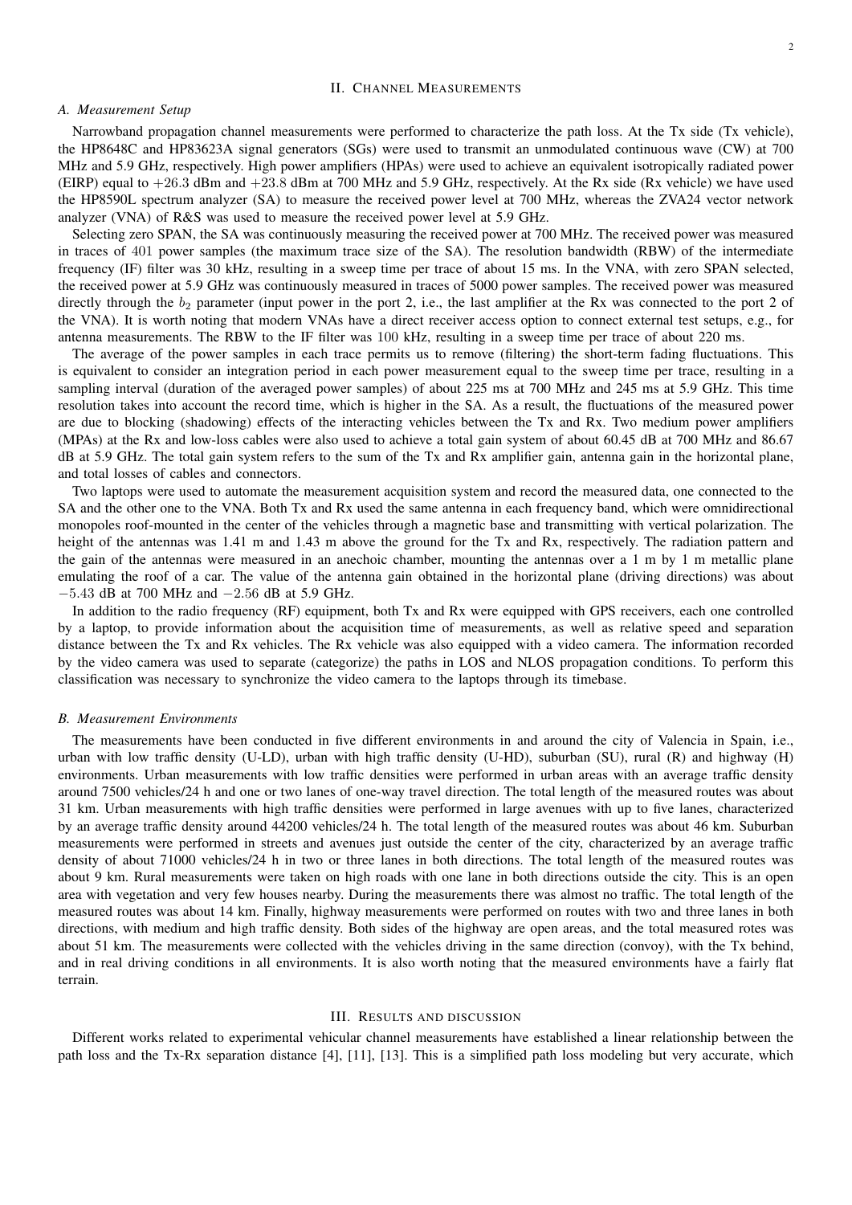## II. Channel Measurements

### *A. Measurement Setup*

Narrowband propagation channel measurements were performed to characterize the path loss. At the Tx side (Tx vehicle), the HP8648C and HP83623A signal generators (SGs) were used to transmit an unmodulated continuous wave (CW) at 700 MHz and 5.9 GHz, respectively. High power amplifiers (HPAs) were used to achieve an equivalent isotropically radiated power (EIRP) equal to $+26.3$ dBm and $+23.8$ dBm at 700 MHz and 5.9 GHz, respectively. At the Rx side (Rx vehicle) we have used the HP8590L spectrum analyzer (SA) to measure the received power level at 700 MHz, whereas the ZVA24 vector network analyzer (VNA) of R&S was used to measure the received power level at 5.9 GHz.

Selecting zero SPAN, the SA was continuously measuring the received power at 700 MHz. The received power was measured in traces of $401$ power samples (the maximum trace size of the SA). The resolution bandwidth (RBW) of the intermediate frequency (IF) filter was 30 kHz, resulting in a sweep time per trace of about 15 ms. In the VNA, with zero SPAN selected, the received power at 5.9 GHz was continuously measured in traces of 5000 power samples. The received power was measured directly through the $b_2$ parameter (input power in the port 2, i.e., the last amplifier at the Rx was connected to the port 2 of the VNA). It is worth noting that modern VNAs have a direct receiver access option to connect external test setups, e.g., for antenna measurements. The RBW to the IF filter was $100$ kHz, resulting in a sweep time per trace of about 220 ms.

The average of the power samples in each trace permits us to remove (filtering) the short-term fading fluctuations. This is equivalent to consider an integration period in each power measurement equal to the sweep time per trace, resulting in a sampling interval (duration of the averaged power samples) of about 225 ms at 700 MHz and 245 ms at 5.9 GHz. This time resolution takes into account the record time, which is higher in the SA. As a result, the fluctuations of the measured power are due to blocking (shadowing) effects of the interacting vehicles between the Tx and Rx. Two medium power amplifiers (MPAs) at the Rx and low-loss cables were also used to achieve a total gain system of about 60.45 dB at 700 MHz and 86.67 dB at 5.9 GHz. The total gain system refers to the sum of the Tx and Rx amplifier gain, antenna gain in the horizontal plane, and total losses of cables and connectors.

Two laptops were used to automate the measurement acquisition system and record the measured data, one connected to the SA and the other one to the VNA. Both Tx and Rx used the same antenna in each frequency band, which were omnidirectional monopoles roof-mounted in the center of the vehicles through a magnetic base and transmitting with vertical polarization. The height of the antennas was 1.41 m and 1.43 m above the ground for the Tx and Rx, respectively. The radiation pattern and the gain of the antennas were measured in an anechoic chamber, mounting the antennas over a 1 m by 1 m metallic plane emulating the roof of a car. The value of the antenna gain obtained in the horizontal plane (driving directions) was about $-5.43$ dB at 700 MHz and $-2.56$ dB at 5.9 GHz.

In addition to the radio frequency (RF) equipment, both Tx and Rx were equipped with GPS receivers, each one controlled by a laptop, to provide information about the acquisition time of measurements, as well as relative speed and separation distance between the Tx and Rx vehicles. The Rx vehicle was also equipped with a video camera. The information recorded by the video camera was used to separate (categorize) the paths in LOS and NLOS propagation conditions. To perform this classification was necessary to synchronize the video camera to the laptops through its timebase.

### *B. Measurement Environments*

The measurements have been conducted in five different environments in and around the city of Valencia in Spain, i.e., urban with low traffic density (U-LD), urban with high traffic density (U-HD), suburban (SU), rural (R) and highway (H) environments. Urban measurements with low traffic densities were performed in urban areas with an average traffic density around 7500 vehicles/24 h and one or two lanes of one-way travel direction. The total length of the measured routes was about 31 km. Urban measurements with high traffic densities were performed in large avenues with up to five lanes, characterized by an average traffic density around 44200 vehicles/24 h. The total length of the measured routes was about 46 km. Suburban measurements were performed in streets and avenues just outside the center of the city, characterized by an average traffic density of about 71000 vehicles/24 h in two or three lanes in both directions. The total length of the measured routes was about 9 km. Rural measurements were taken on high roads with one lane in both directions outside the city. This is an open area with vegetation and very few houses nearby. During the measurements there was almost no traffic. The total length of the measured routes was about 14 km. Finally, highway measurements were performed on routes with two and three lanes in both directions, with medium and high traffic density. Both sides of the highway are open areas, and the total measured rotes was about 51 km. The measurements were collected with the vehicles driving in the same direction (convoy), with the Tx behind, and in real driving conditions in all environments. It is also worth noting that the measured environments have a fairly flat terrain.

## III. Results and discussion

Different works related to experimental vehicular channel measurements have established a linear relationship between the path loss and the Tx-Rx separation distance [4], [11], [13]. This is a simplified path loss modeling but very accurate, which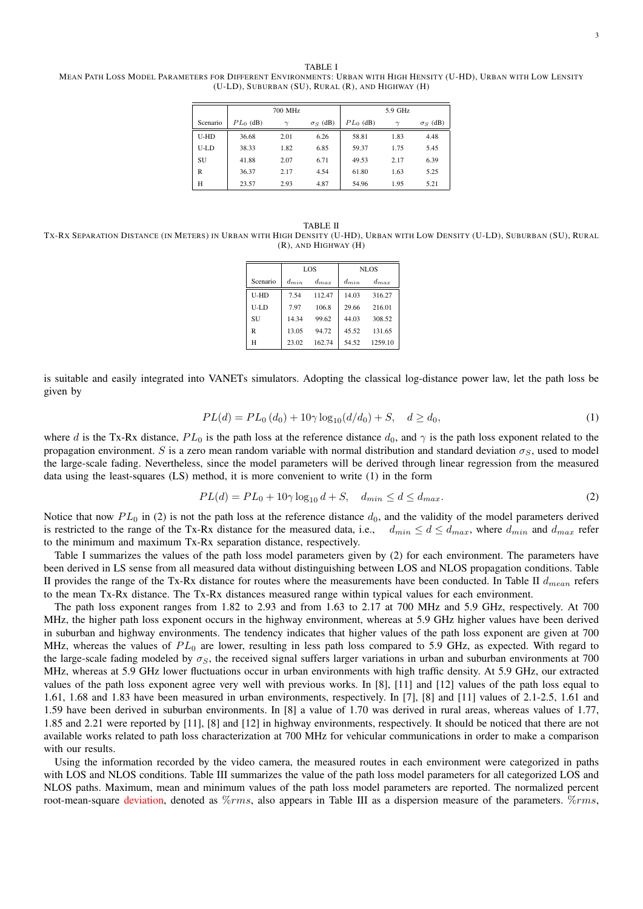TABLE I
MEAN PATH LOSS MODEL PARAMETERS FOR DIFFERENT ENVIRONMENTS: URBAN WITH HIGH HENSITY (U-HD), URBAN WITH LOW LENSITY (U-LD), SUBURBAN (SU), RURAL (R), AND HIGHWAY (H)

| | 700 MHz | | | 5.9 GHz | | |
|---|---|---|---|---|---|---|
| Scenario | $PL_0$ (dB) | $\gamma$ | $\sigma_S$ (dB) | $PL_0$ (dB) | $\gamma$ | $\sigma_S$ (dB) |
| U-HD | 36.68 | 2.01 | 6.26 | 58.81 | 1.83 | 4.48 |
| U-LD | 38.33 | 1.82 | 6.85 | 59.37 | 1.75 | 5.45 |
| SU | 41.88 | 2.07 | 6.71 | 49.53 | 2.17 | 6.39 |
| R | 36.37 | 2.17 | 4.54 | 61.80 | 1.63 | 5.25 |
| H | 23.57 | 2.93 | 4.87 | 54.96 | 1.95 | 5.21 |

TABLE II
TX-RX SEPARATION DISTANCE (IN METERS) IN URBAN WITH HIGH DENSITY (U-HD), URBAN WITH LOW DENSITY (U-LD), SUBURBAN (SU), RURAL (R), AND HIGHWAY (H)

| | LOS | | NLOS | |
|---|---|---|---|---|
| Scenario | $d_{min}$ | $d_{max}$ | $d_{min}$ | $d_{max}$ |
| U-HD | 7.54 | 112.47 | 14.03 | 316.27 |
| U-LD | 7.97 | 106.8 | 29.66 | 216.01 |
| SU | 14.34 | 99.62 | 44.03 | 308.52 |
| R | 13.05 | 94.72 | 45.52 | 131.65 |
| H | 23.02 | 162.74 | 54.52 | 1259.10 |

is suitable and easily integrated into VANETs simulators. Adopting the classical log-distance power law, let the path loss be given by

$$PL(d) = PL_0(d_0) + 10\gamma\log_{10}(d/d_0) + S, \quad d \geq d_0, \tag{1}$$

where $d$ is the Tx-Rx distance, $PL_0$ is the path loss at the reference distance $d_0$, and $\gamma$ is the path loss exponent related to the propagation environment. $S$ is a zero mean random variable with normal distribution and standard deviation $\sigma_S$, used to model the large-scale fading. Nevertheless, since the model parameters will be derived through linear regression from the measured data using the least-squares (LS) method, it is more convenient to write (1) in the form

$$PL(d) = PL_0 + 10\gamma\log_{10} d + S, \quad d_{min} \leq d \leq d_{max}. \tag{2}$$

Notice that now $PL_0$ in (2) is not the path loss at the reference distance $d_0$, and the validity of the model parameters derived is restricted to the range of the Tx-Rx distance for the measured data, i.e., $d_{min} \leq d \leq d_{max}$, where $d_{min}$ and $d_{max}$ refer to the minimum and maximum Tx-Rx separation distance, respectively.

Table I summarizes the values of the path loss model parameters given by (2) for each environment. The parameters have been derived in LS sense from all measured data without distinguishing between LOS and NLOS propagation conditions. Table II provides the range of the Tx-Rx distance for routes where the measurements have been conducted. In Table II $d_{mean}$ refers to the mean Tx-Rx distance. The Tx-Rx distances measured range within typical values for each environment.

The path loss exponent ranges from 1.82 to 2.93 and from 1.63 to 2.17 at 700 MHz and 5.9 GHz, respectively. At 700 MHz, the higher path loss exponent occurs in the highway environment, whereas at 5.9 GHz higher values have been derived in suburban and highway environments. The tendency indicates that higher values of the path loss exponent are given at 700 MHz, whereas the values of $PL_0$ are lower, resulting in less path loss compared to 5.9 GHz, as expected. With regard to the large-scale fading modeled by $\sigma_S$, the received signal suffers larger variations in urban and suburban environments at 700 MHz, whereas at 5.9 GHz lower fluctuations occur in urban environments with high traffic density. At 5.9 GHz, our extracted values of the path loss exponent agree very well with previous works. In [8], [11] and [12] values of the path loss equal to 1.61, 1.68 and 1.83 have been measured in urban environments, respectively. In [7], [8] and [11] values of 2.1-2.5, 1.61 and 1.59 have been derived in suburban environments. In [8] a value of 1.70 was derived in rural areas, whereas values of 1.77, 1.85 and 2.21 were reported by [11], [8] and [12] in highway environments, respectively. It should be noticed that there are not available works related to path loss characterization at 700 MHz for vehicular communications in order to make a comparison with our results.

Using the information recorded by the video camera, the measured routes in each environment were categorized in paths with LOS and NLOS conditions. Table III summarizes the value of the path loss model parameters for all categorized LOS and NLOS paths. Maximum, mean and minimum values of the path loss model parameters are reported. The normalized percent root-mean-square deviation, denoted as $\%rms$, also appears in Table III as a dispersion measure of the parameters. $\%rms$,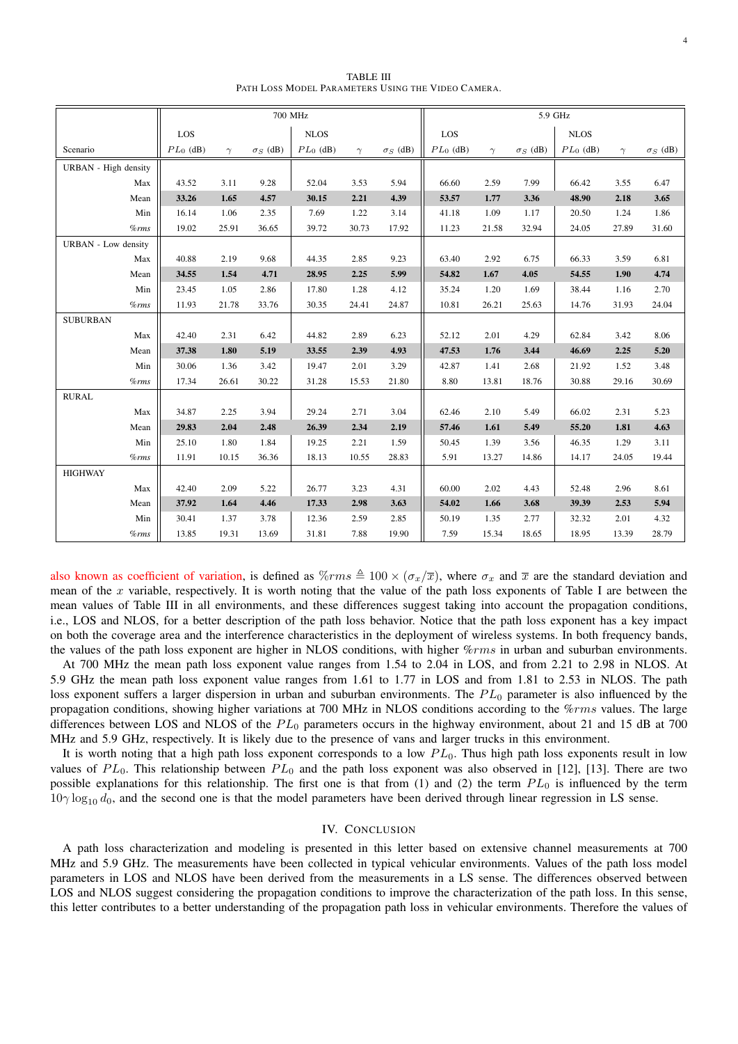TABLE III
PATH LOSS MODEL PARAMETERS USING THE VIDEO CAMERA.

| | | 700 MHz | | | | | | 5.9 GHz | | | | | |
|---|---|---|---|---|---|---|---|---|---|---|---|---|---|
| | | LOS | | | NLOS | | | LOS | | | NLOS | | |
| Scenario | | $PL_0$ (dB) | $\gamma$ | $\sigma_S$ (dB) | $PL_0$ (dB) | $\gamma$ | $\sigma_S$ (dB) | $PL_0$ (dB) | $\gamma$ | $\sigma_S$ (dB) | $PL_0$ (dB) | $\gamma$ | $\sigma_S$ (dB) |
| URBAN - High density | | | | | | | | | | | | | |
| | Max | 43.52 | 3.11 | 9.28 | 52.04 | 3.53 | 5.94 | 66.60 | 2.59 | 7.99 | 66.42 | 3.55 | 6.47 |
| | Mean | **33.26** | **1.65** | **4.57** | **30.15** | **2.21** | **4.39** | **53.57** | **1.77** | **3.36** | **48.90** | **2.18** | **3.65** |
| | Min | 16.14 | 1.06 | 2.35 | 7.69 | 1.22 | 3.14 | 41.18 | 1.09 | 1.17 | 20.50 | 1.24 | 1.86 |
| | *%rms* | 19.02 | 25.91 | 36.65 | 39.72 | 30.73 | 17.92 | 11.23 | 21.58 | 32.94 | 24.05 | 27.89 | 31.60 |
| URBAN - Low density | | | | | | | | | | | | | |
| | Max | 40.88 | 2.19 | 9.68 | 44.35 | 2.85 | 9.23 | 63.40 | 2.92 | 6.75 | 66.33 | 3.59 | 6.81 |
| | Mean | **34.55** | **1.54** | **4.71** | **28.95** | **2.25** | **5.99** | **54.82** | **1.67** | **4.05** | **54.55** | **1.90** | **4.74** |
| | Min | 23.45 | 1.05 | 2.86 | 17.80 | 1.28 | 4.12 | 35.24 | 1.20 | 1.69 | 38.44 | 1.16 | 2.70 |
| | *%rms* | 11.93 | 21.78 | 33.76 | 30.35 | 24.41 | 24.87 | 10.81 | 26.21 | 25.63 | 14.76 | 31.93 | 24.04 |
| SUBURBAN | | | | | | | | | | | | | |
| | Max | 42.40 | 2.31 | 6.42 | 44.82 | 2.89 | 6.23 | 52.12 | 2.01 | 4.29 | 62.84 | 3.42 | 8.06 |
| | Mean | **37.38** | **1.80** | **5.19** | **33.55** | **2.39** | **4.93** | **47.53** | **1.76** | **3.44** | **46.69** | **2.25** | **5.20** |
| | Min | 30.06 | 1.36 | 3.42 | 19.47 | 2.01 | 3.29 | 42.87 | 1.41 | 2.68 | 21.92 | 1.52 | 3.48 |
| | *%rms* | 17.34 | 26.61 | 30.22 | 31.28 | 15.53 | 21.80 | 8.80 | 13.81 | 18.76 | 30.88 | 29.16 | 30.69 |
| RURAL | | | | | | | | | | | | | |
| | Max | 34.87 | 2.25 | 3.94 | 29.24 | 2.71 | 3.04 | 62.46 | 2.10 | 5.49 | 66.02 | 2.31 | 5.23 |
| | Mean | **29.83** | **2.04** | **2.48** | **26.39** | **2.34** | **2.19** | **57.46** | **1.61** | **5.49** | **55.20** | **1.81** | **4.63** |
| | Min | 25.10 | 1.80 | 1.84 | 19.25 | 2.21 | 1.59 | 50.45 | 1.39 | 3.56 | 46.35 | 1.29 | 3.11 |
| | *%rms* | 11.91 | 10.15 | 36.36 | 18.13 | 10.55 | 28.83 | 5.91 | 13.27 | 14.86 | 14.17 | 24.05 | 19.44 |
| HIGHWAY | | | | | | | | | | | | | |
| | Max | 42.40 | 2.09 | 5.22 | 26.77 | 3.23 | 4.31 | 60.00 | 2.02 | 4.43 | 52.48 | 2.96 | 8.61 |
| | Mean | **37.92** | **1.64** | **4.46** | **17.33** | **2.98** | **3.63** | **54.02** | **1.66** | **3.68** | **39.39** | **2.53** | **5.94** |
| | Min | 30.41 | 1.37 | 3.78 | 12.36 | 2.59 | 2.85 | 50.19 | 1.35 | 2.77 | 32.32 | 2.01 | 4.32 |
| | *%rms* | 13.85 | 19.31 | 13.69 | 31.81 | 7.88 | 19.90 | 7.59 | 15.34 | 18.65 | 18.95 | 13.39 | 28.79 |

also known as coefficient of variation, is defined as $\%rms \triangleq 100 \times (\sigma_x/\overline{x})$, where $\sigma_x$ and $\overline{x}$ are the standard deviation and mean of the $x$ variable, respectively. It is worth noting that the value of the path loss exponents of Table I are between the mean values of Table III in all environments, and these differences suggest taking into account the propagation conditions, i.e., LOS and NLOS, for a better description of the path loss behavior. Notice that the path loss exponent has a key impact on both the coverage area and the interference characteristics in the deployment of wireless systems. In both frequency bands, the values of the path loss exponent are higher in NLOS conditions, with higher $\%rms$ in urban and suburban environments.

At 700 MHz the mean path loss exponent value ranges from 1.54 to 2.04 in LOS, and from 2.21 to 2.98 in NLOS. At 5.9 GHz the mean path loss exponent value ranges from 1.61 to 1.77 in LOS and from 1.81 to 2.53 in NLOS. The path loss exponent suffers a larger dispersion in urban and suburban environments. The $PL_0$ parameter is also influenced by the propagation conditions, showing higher variations at 700 MHz in NLOS conditions according to the $\%rms$ values. The large differences between LOS and NLOS of the $PL_0$ parameters occurs in the highway environment, about 21 and 15 dB at 700 MHz and 5.9 GHz, respectively. It is likely due to the presence of vans and larger trucks in this environment.

It is worth noting that a high path loss exponent corresponds to a low $PL_0$. Thus high path loss exponents result in low values of $PL_0$. This relationship between $PL_0$ and the path loss exponent was also observed in [12], [13]. There are two possible explanations for this relationship. The first one is that from (1) and (2) the term $PL_0$ is influenced by the term $10\gamma \log_{10} d_0$, and the second one is that the model parameters have been derived through linear regression in LS sense.

## IV. Conclusion

A path loss characterization and modeling is presented in this letter based on extensive channel measurements at 700 MHz and 5.9 GHz. The measurements have been collected in typical vehicular environments. Values of the path loss model parameters in LOS and NLOS have been derived from the measurements in a LS sense. The differences observed between LOS and NLOS suggest considering the propagation conditions to improve the characterization of the path loss. In this sense, this letter contributes to a better understanding of the propagation path loss in vehicular environments. Therefore the values of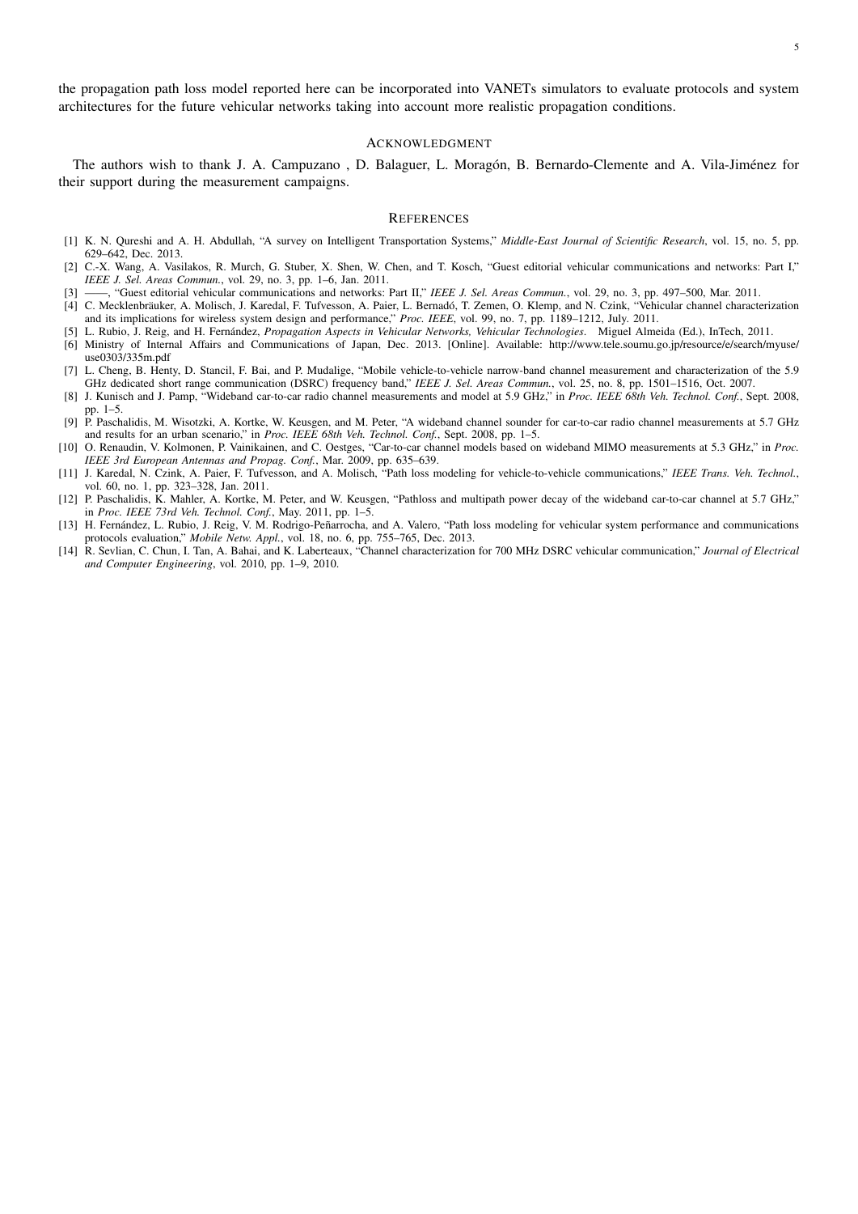the propagation path loss model reported here can be incorporated into VANETs simulators to evaluate protocols and system architectures for the future vehicular networks taking into account more realistic propagation conditions.

## Acknowledgment

The authors wish to thank J. A. Campuzano , D. Balaguer, L. Moragón, B. Bernardo-Clemente and A. Vila-Jiménez for their support during the measurement campaigns.

## References

[1] K. N. Qureshi and A. H. Abdullah, "A survey on Intelligent Transportation Systems," *Middle-East Journal of Scientific Research*, vol. 15, no. 5, pp. 629–642, Dec. 2013.

[2] C.-X. Wang, A. Vasilakos, R. Murch, G. Stuber, X. Shen, W. Chen, and T. Kosch, "Guest editorial vehicular communications and networks: Part I," *IEEE J. Sel. Areas Commun.*, vol. 29, no. 3, pp. 1–6, Jan. 2011.

[3] ——, "Guest editorial vehicular communications and networks: Part II," *IEEE J. Sel. Areas Commun.*, vol. 29, no. 3, pp. 497–500, Mar. 2011.

[4] C. Mecklenbräuker, A. Molisch, J. Karedal, F. Tufvesson, A. Paier, L. Bernadó, T. Zemen, O. Klemp, and N. Czink, "Vehicular channel characterization and its implications for wireless system design and performance," *Proc. IEEE*, vol. 99, no. 7, pp. 1189–1212, July. 2011.

[5] L. Rubio, J. Reig, and H. Fernández, *Propagation Aspects in Vehicular Networks, Vehicular Technologies*. Miguel Almeida (Ed.), InTech, 2011.

[6] Ministry of Internal Affairs and Communications of Japan, Dec. 2013. [Online]. Available: http://www.tele.soumu.go.jp/resource/e/search/myuse/use0303/335m.pdf

[7] L. Cheng, B. Henty, D. Stancil, F. Bai, and P. Mudalige, "Mobile vehicle-to-vehicle narrow-band channel measurement and characterization of the 5.9 GHz dedicated short range communication (DSRC) frequency band," *IEEE J. Sel. Areas Commun.*, vol. 25, no. 8, pp. 1501–1516, Oct. 2007.

[8] J. Kunisch and J. Pamp, "Wideband car-to-car radio channel measurements and model at 5.9 GHz," in *Proc. IEEE 68th Veh. Technol. Conf.*, Sept. 2008, pp. 1–5.

[9] P. Paschalidis, M. Wisotzki, A. Kortke, W. Keusgen, and M. Peter, "A wideband channel sounder for car-to-car radio channel measurements at 5.7 GHz and results for an urban scenario," in *Proc. IEEE 68th Veh. Technol. Conf.*, Sept. 2008, pp. 1–5.

[10] O. Renaudin, V. Kolmonen, P. Vainikainen, and C. Oestges, "Car-to-car channel models based on wideband MIMO measurements at 5.3 GHz," in *Proc. IEEE 3rd European Antennas and Propag. Conf.*, Mar. 2009, pp. 635–639.

[11] J. Karedal, N. Czink, A. Paier, F. Tufvesson, and A. Molisch, "Path loss modeling for vehicle-to-vehicle communications," *IEEE Trans. Veh. Technol.*, vol. 60, no. 1, pp. 323–328, Jan. 2011.

[12] P. Paschalidis, K. Mahler, A. Kortke, M. Peter, and W. Keusgen, "Pathloss and multipath power decay of the wideband car-to-car channel at 5.7 GHz," in *Proc. IEEE 73rd Veh. Technol. Conf.*, May. 2011, pp. 1–5.

[13] H. Fernández, L. Rubio, J. Reig, V. M. Rodrigo-Peñarrocha, and A. Valero, "Path loss modeling for vehicular system performance and communications protocols evaluation," *Mobile Netw. Appl.*, vol. 18, no. 6, pp. 755–765, Dec. 2013.

[14] R. Sevlian, C. Chun, I. Tan, A. Bahai, and K. Laberteaux, "Channel characterization for 700 MHz DSRC vehicular communication," *Journal of Electrical and Computer Engineering*, vol. 2010, pp. 1–9, 2010.